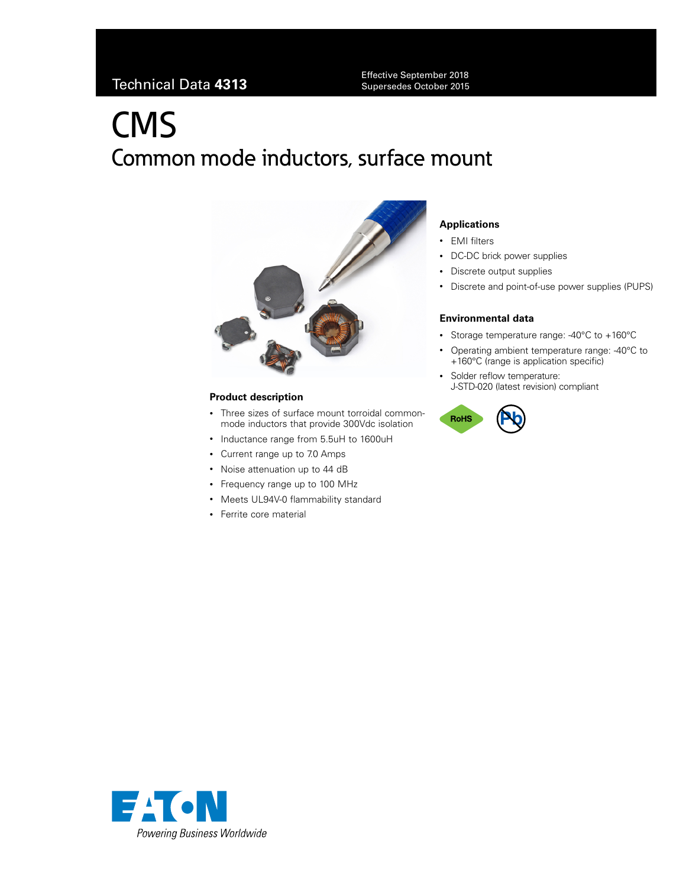Technical Data **4313**

Effective September 2018
Supersedes October 2015

# CMS

## Common mode inductors, surface mount

### Product description

- Three sizes of surface mount torroidal common-mode inductors that provide 300Vdc isolation
- Inductance range from 5.5uH to 1600uH
- Current range up to 7.0 Amps
- Noise attenuation up to 44 dB
- Frequency range up to 100 MHz
- Meets UL94V-0 flammability standard
- Ferrite core material

### Applications

- EMI filters
- DC-DC brick power supplies
- Discrete output supplies
- Discrete and point-of-use power supplies (PUPS)

### Environmental data

- Storage temperature range: -40°C to +160°C
- Operating ambient temperature range: -40°C to +160°C (range is application specific)
- Solder reflow temperature: J-STD-020 (latest revision) compliant

RoHS

EATON
*Powering Business Worldwide*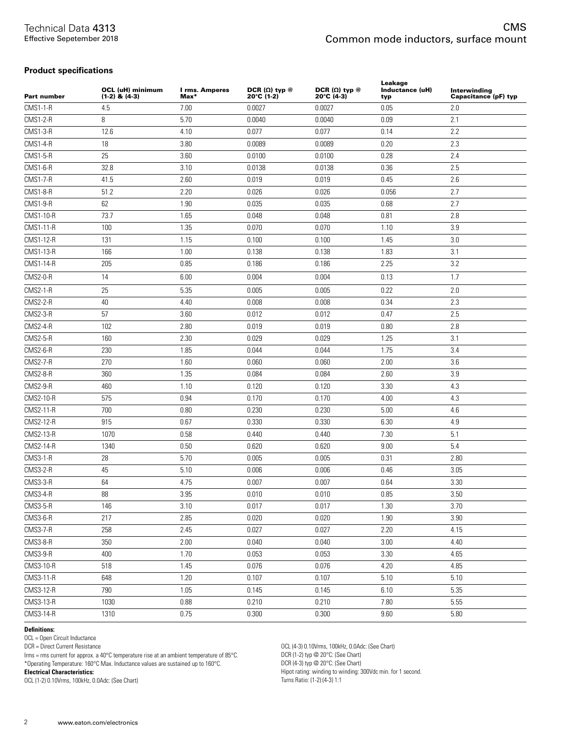## Product specifications

| Part number | OCL (uH) minimum (1-2) & (4-3) | I rms. Amperes Max* | DCR (Ω) typ @ 20°C (1-2) | DCR (Ω) typ @ 20°C (4-3) | Leakage Inductance (uH) typ | Interwinding Capacitance (pF) typ |
|---|---|---|---|---|---|---|
| CMS1-1-R | 4.5 | 7.00 | 0.0027 | 0.0027 | 0.05 | 2.0 |
| CMS1-2-R | 8 | 5.70 | 0.0040 | 0.0040 | 0.09 | 2.1 |
| CMS1-3-R | 12.6 | 4.10 | 0.077 | 0.077 | 0.14 | 2.2 |
| CMS1-4-R | 18 | 3.80 | 0.0089 | 0.0089 | 0.20 | 2.3 |
| CMS1-5-R | 25 | 3.60 | 0.0100 | 0.0100 | 0.28 | 2.4 |
| CMS1-6-R | 32.8 | 3.10 | 0.0138 | 0.0138 | 0.36 | 2.5 |
| CMS1-7-R | 41.5 | 2.60 | 0.019 | 0.019 | 0.45 | 2.6 |
| CMS1-8-R | 51.2 | 2.20 | 0.026 | 0.026 | 0.056 | 2.7 |
| CMS1-9-R | 62 | 1.90 | 0.035 | 0.035 | 0.68 | 2.7 |
| CMS1-10-R | 73.7 | 1.65 | 0.048 | 0.048 | 0.81 | 2.8 |
| CMS1-11-R | 100 | 1.35 | 0.070 | 0.070 | 1.10 | 3.9 |
| CMS1-12-R | 131 | 1.15 | 0.100 | 0.100 | 1.45 | 3.0 |
| CMS1-13-R | 166 | 1.00 | 0.138 | 0.138 | 1.83 | 3.1 |
| CMS1-14-R | 205 | 0.85 | 0.186 | 0.186 | 2.25 | 3.2 |
| CMS2-0-R | 14 | 6.00 | 0.004 | 0.004 | 0.13 | 1.7 |
| CMS2-1-R | 25 | 5.35 | 0.005 | 0.005 | 0.22 | 2.0 |
| CMS2-2-R | 40 | 4.40 | 0.008 | 0.008 | 0.34 | 2.3 |
| CMS2-3-R | 57 | 3.60 | 0.012 | 0.012 | 0.47 | 2.5 |
| CMS2-4-R | 102 | 2.80 | 0.019 | 0.019 | 0.80 | 2.8 |
| CMS2-5-R | 160 | 2.30 | 0.029 | 0.029 | 1.25 | 3.1 |
| CMS2-6-R | 230 | 1.85 | 0.044 | 0.044 | 1.75 | 3.4 |
| CMS2-7-R | 270 | 1.60 | 0.060 | 0.060 | 2.00 | 3.6 |
| CMS2-8-R | 360 | 1.35 | 0.084 | 0.084 | 2.60 | 3.9 |
| CMS2-9-R | 460 | 1.10 | 0.120 | 0.120 | 3.30 | 4.3 |
| CMS2-10-R | 575 | 0.94 | 0.170 | 0.170 | 4.00 | 4.3 |
| CMS2-11-R | 700 | 0.80 | 0.230 | 0.230 | 5.00 | 4.6 |
| CMS2-12-R | 915 | 0.67 | 0.330 | 0.330 | 6.30 | 4.9 |
| CMS2-13-R | 1070 | 0.58 | 0.440 | 0.440 | 7.30 | 5.1 |
| CMS2-14-R | 1340 | 0.50 | 0.620 | 0.620 | 9.00 | 5.4 |
| CMS3-1-R | 28 | 5.70 | 0.005 | 0.005 | 0.31 | 2.80 |
| CMS3-2-R | 45 | 5.10 | 0.006 | 0.006 | 0.46 | 3.05 |
| CMS3-3-R | 64 | 4.75 | 0.007 | 0.007 | 0.64 | 3.30 |
| CMS3-4-R | 88 | 3.95 | 0.010 | 0.010 | 0.85 | 3.50 |
| CMS3-5-R | 146 | 3.10 | 0.017 | 0.017 | 1.30 | 3.70 |
| CMS3-6-R | 217 | 2.85 | 0.020 | 0.020 | 1.90 | 3.90 |
| CMS3-7-R | 258 | 2.45 | 0.027 | 0.027 | 2.20 | 4.15 |
| CMS3-8-R | 350 | 2.00 | 0.040 | 0.040 | 3.00 | 4.40 |
| CMS3-9-R | 400 | 1.70 | 0.053 | 0.053 | 3.30 | 4.65 |
| CMS3-10-R | 518 | 1.45 | 0.076 | 0.076 | 4.20 | 4.85 |
| CMS3-11-R | 648 | 1.20 | 0.107 | 0.107 | 5.10 | 5.10 |
| CMS3-12-R | 790 | 1.05 | 0.145 | 0.145 | 6.10 | 5.35 |
| CMS3-13-R | 1030 | 0.88 | 0.210 | 0.210 | 7.80 | 5.55 |
| CMS3-14-R | 1310 | 0.75 | 0.300 | 0.300 | 9.60 | 5.80 |

**Definitions:**

OCL = Open Circuit Inductance

DCR = Direct Current Resistance

Irms = rms current for approx. a 40°C temperature rise at an ambient temperature of 85°C.

*Operating Temperature: 160°C Max. Inductance values are sustained up to 160°C.

**Electrical Characteristics:**

OCL (1-2) 0.10Vrms, 100kHz, 0.0Adc: (See Chart)

OCL (4-3) 0.10Vrms, 100kHz, 0.0Adc: (See Chart)

DCR (1-2) typ @ 20°C: (See Chart)

DCR (4-3) typ @ 20°C: (See Chart)

Hipot rating: winding to winding: 300Vdc min. for 1 second.

Turns Ratio: (1-2):(4-3) 1:1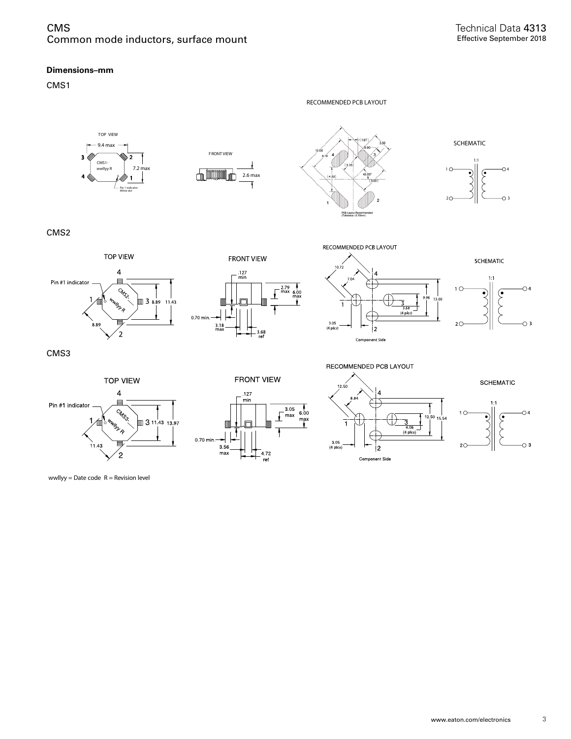**Dimensions–mm**

CMS1

CMS2

CMS3

wwllyy = Date code  R = Revision level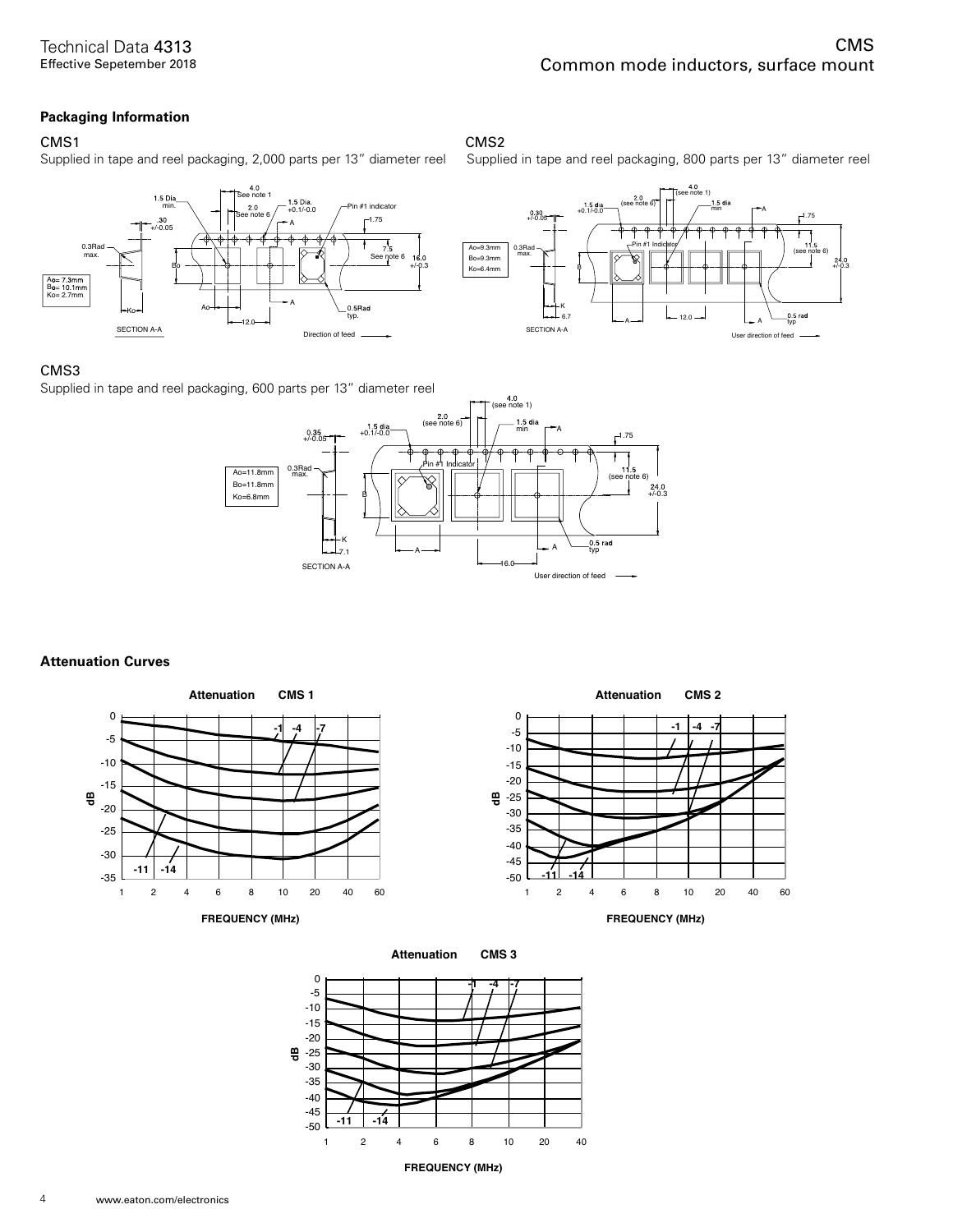## Packaging Information

### CMS1

Supplied in tape and reel packaging, 2,000 parts per 13" diameter reel

### CMS2

Supplied in tape and reel packaging, 800 parts per 13" diameter reel

### CMS3

Supplied in tape and reel packaging, 600 parts per 13" diameter reel

## Attenuation Curves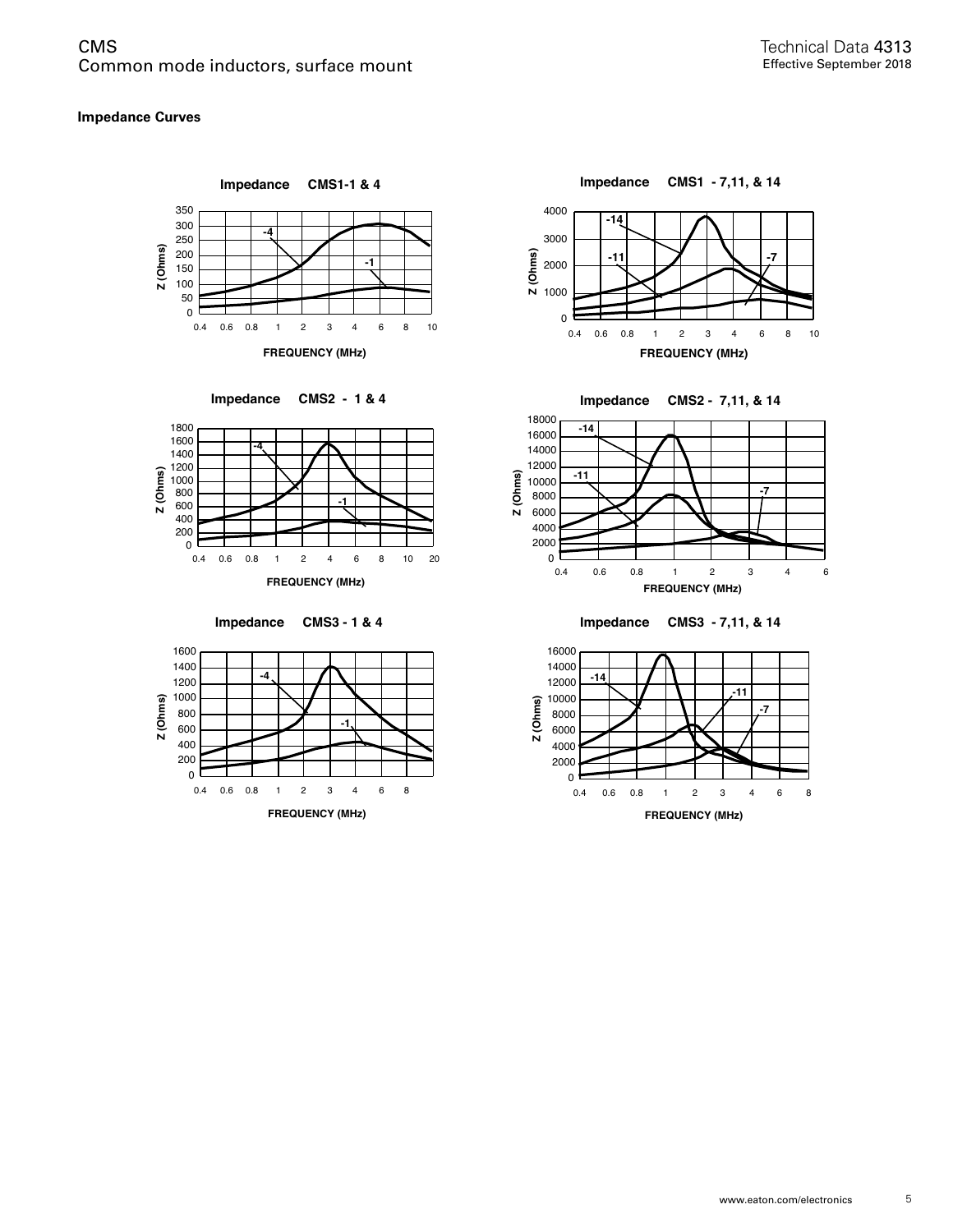## Impedance Curves

**Impedance CMS1-1 & 4**

Z (Ohms): 0, 50, 100, 150, 200, 250, 300, 350

FREQUENCY (MHz): 0.4, 0.6, 0.8, 1, 2, 3, 4, 6, 8, 10

Curves: -4, -1

**Impedance CMS1 - 7,11, & 14**

Z (Ohms): 0, 1000, 2000, 3000, 4000

FREQUENCY (MHz): 0.4, 0.6, 0.8, 1, 2, 3, 4, 6, 8, 10

Curves: -14, -11, -7

**Impedance CMS2 - 1 & 4**

Z (Ohms): 0, 200, 400, 600, 800, 1000, 1200, 1400, 1600, 1800

FREQUENCY (MHz): 0.4, 0.6, 0.8, 1, 2, 4, 6, 8, 10, 20

Curves: -4, -1

**Impedance CMS2 - 7,11, & 14**

Z (Ohms): 0, 2000, 4000, 6000, 8000, 10000, 12000, 14000, 16000, 18000

FREQUENCY (MHz): 0.4, 0.6, 0.8, 1, 2, 3, 4, 6

Curves: -14, -11, -7

**Impedance CMS3 - 1 & 4**

Z (Ohms): 0, 200, 400, 600, 800, 1000, 1200, 1400, 1600

FREQUENCY (MHz): 0.4, 0.6, 0.8, 1, 2, 3, 4, 6, 8

Curves: -4, -1

**Impedance CMS3 - 7,11, & 14**

Z (Ohms): 0, 2000, 4000, 6000, 8000, 10000, 12000, 14000, 16000

FREQUENCY (MHz): 0.4, 0.6, 0.8, 1, 2, 3, 4, 6, 8

Curves: -14, -11, -7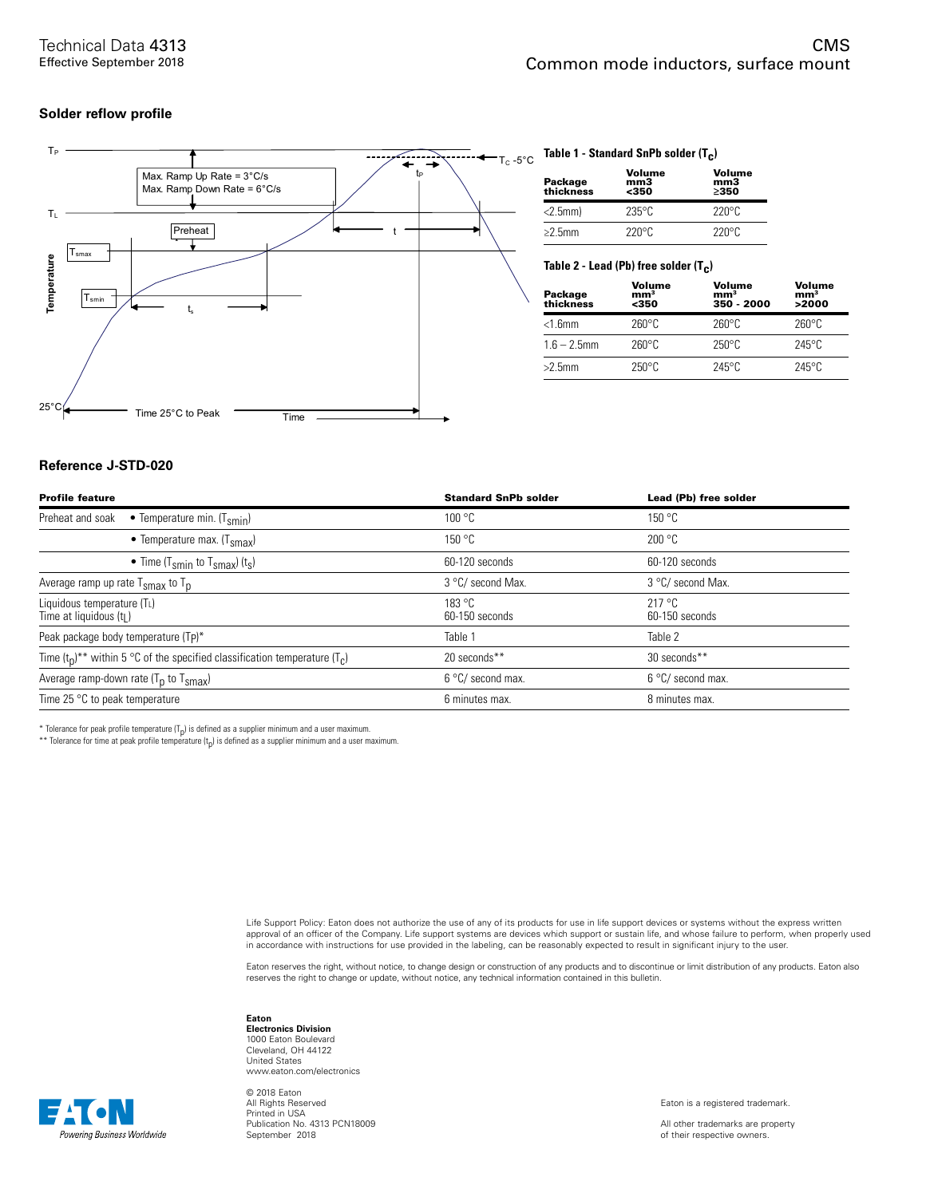## Solder reflow profile

**Table 1 - Standard SnPb solder ($T_c$)**

| Package thickness | Volume mm3 <350 | Volume mm3 ≥350 |
|---|---|---|
| <2.5mm) | 235°C | 220°C |
| ≥2.5mm | 220°C | 220°C |

**Table 2 - Lead (Pb) free solder ($T_c$)**

| Package thickness | Volume mm³ <350 | Volume mm³ 350 - 2000 | Volume mm³ >2000 |
|---|---|---|---|
| <1.6mm | 260°C | 260°C | 260°C |
| 1.6 – 2.5mm | 260°C | 250°C | 245°C |
| >2.5mm | 250°C | 245°C | 245°C |

## Reference J-STD-020

| Profile feature | | Standard SnPb solder | Lead (Pb) free solder |
|---|---|---|---|
| Preheat and soak | • Temperature min. ($T_{smin}$) | 100 °C | 150 °C |
| | • Temperature max. ($T_{smax}$) | 150 °C | 200 °C |
| | • Time ($T_{smin}$ to $T_{smax}$) ($t_s$) | 60-120 seconds | 60-120 seconds |
| Average ramp up rate $T_{smax}$ to $T_p$ | | 3 °C/ second Max. | 3 °C/ second Max. |
| Liquidous temperature ($T_L$)<br>Time at liquidous ($t_L$) | | 183 °C<br>60-150 seconds | 217 °C<br>60-150 seconds |
| Peak package body temperature ($T_P$)* | | Table 1 | Table 2 |
| Time ($t_p$)** within 5 °C of the specified classification temperature ($T_c$) | | 20 seconds** | 30 seconds** |
| Average ramp-down rate ($T_p$ to $T_{smax}$) | | 6 °C/ second max. | 6 °C/ second max. |
| Time 25 °C to peak temperature | | 6 minutes max. | 8 minutes max. |

\* Tolerance for peak profile temperature ($T_p$) is defined as a supplier minimum and a user maximum.

\*\* Tolerance for time at peak profile temperature ($t_p$) is defined as a supplier minimum and a user maximum.

Life Support Policy: Eaton does not authorize the use of any of its products for use in life support devices or systems without the express written approval of an officer of the Company. Life support systems are devices which support or sustain life, and whose failure to perform, when properly used in accordance with instructions for use provided in the labeling, can be reasonably expected to result in significant injury to the user.

Eaton reserves the right, without notice, to change design or construction of any products and to discontinue or limit distribution of any products. Eaton also reserves the right to change or update, without notice, any technical information contained in this bulletin.

**Eaton**
**Electronics Division**
1000 Eaton Boulevard
Cleveland, OH 44122
United States
www.eaton.com/electronics

© 2018 Eaton
All Rights Reserved
Printed in USA
Publication No. 4313 PCN18009
September 2018

Eaton is a registered trademark.

All other trademarks are property of their respective owners.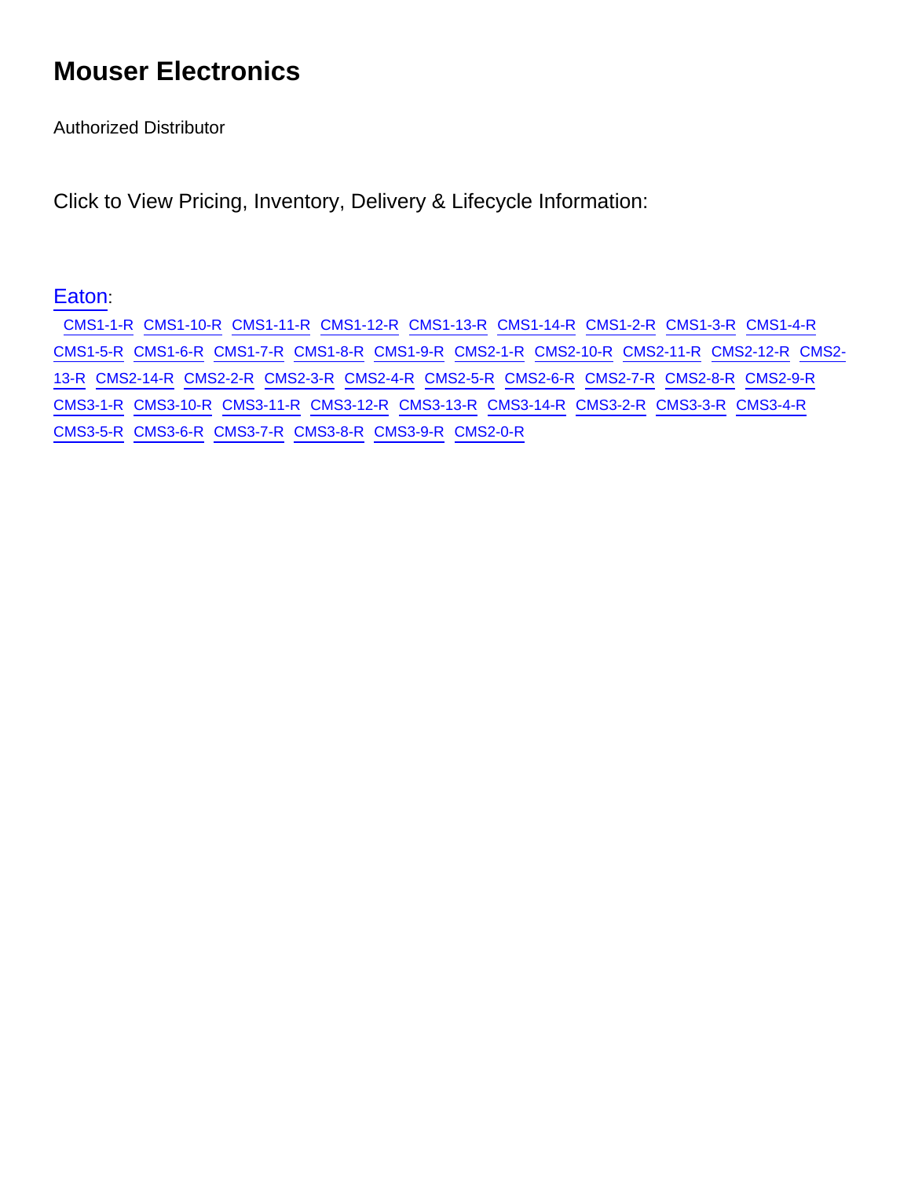# Mouser Electronics

Authorized Distributor

Click to View Pricing, Inventory, Delivery & Lifecycle Information:

Eaton:

CMS1-1-R CMS1-10-R CMS1-11-R CMS1-12-R CMS1-13-R CMS1-14-R CMS1-2-R CMS1-3-R CMS1-4-R CMS1-5-R CMS1-6-R CMS1-7-R CMS1-8-R CMS1-9-R CMS2-1-R CMS2-10-R CMS2-11-R CMS2-12-R CMS2-13-R CMS2-14-R CMS2-2-R CMS2-3-R CMS2-4-R CMS2-5-R CMS2-6-R CMS2-7-R CMS2-8-R CMS2-9-R CMS3-1-R CMS3-10-R CMS3-11-R CMS3-12-R CMS3-13-R CMS3-14-R CMS3-2-R CMS3-3-R CMS3-4-R CMS3-5-R CMS3-6-R CMS3-7-R CMS3-8-R CMS3-9-R CMS2-0-R